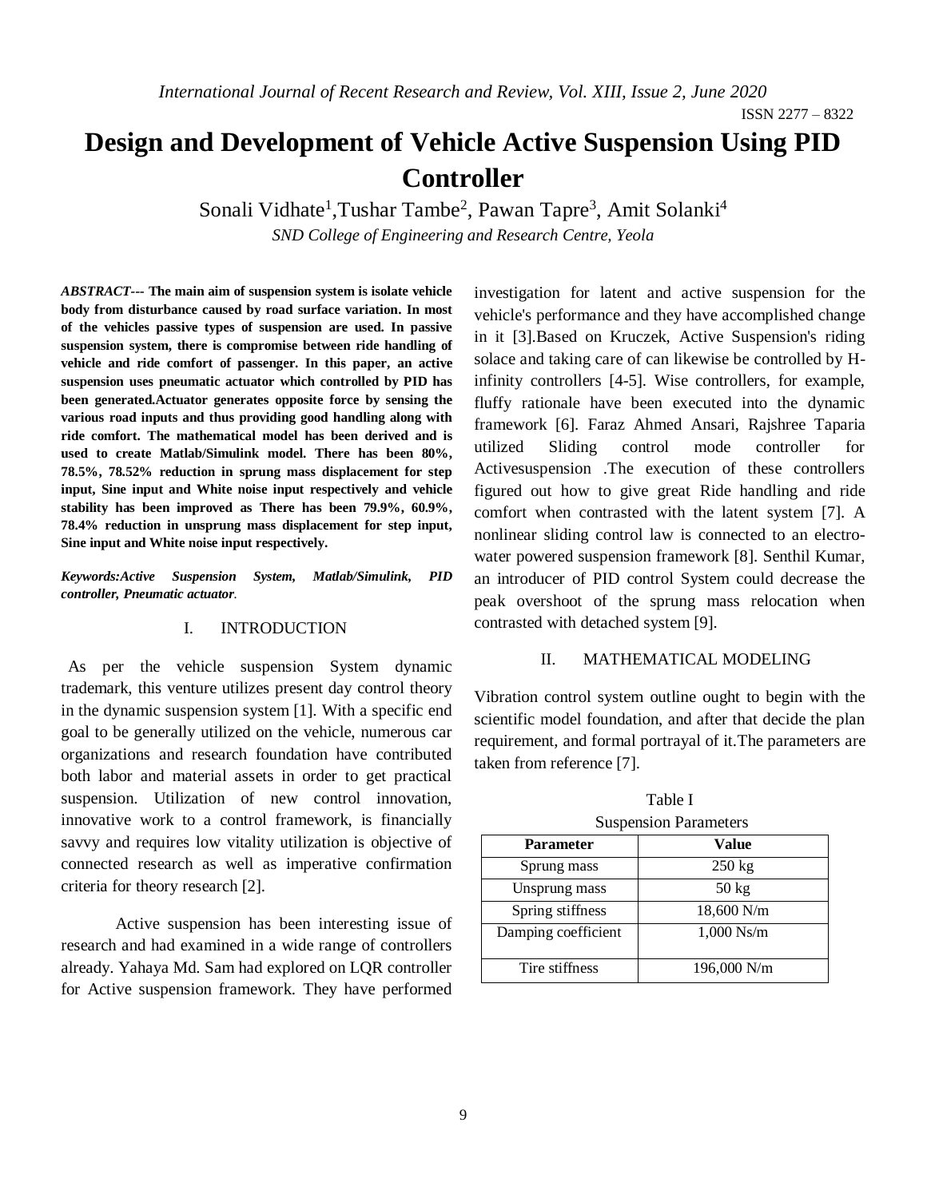# Design and Development of Vehicle Active Suspension Using PID Controller

Sonali Vidhate[1], Tushar Tambe[2], Pawan Tapre[3], Amit Solanki[4]

*SND College of Engineering and Research Centre, Yeola*

***ABSTRACT---*** **The main aim of suspension system is isolate vehicle body from disturbance caused by road surface variation. In most of the vehicles passive types of suspension are used. In passive suspension system, there is compromise between ride handling of vehicle and ride comfort of passenger. In this paper, an active suspension uses pneumatic actuator which controlled by PID has been generated.Actuator generates opposite force by sensing the various road inputs and thus providing good handling along with ride comfort. The mathematical model has been derived and is used to create Matlab/Simulink model. There has been 80%, 78.5%, 78.52% reduction in sprung mass displacement for step input, Sine input and White noise input respectively and vehicle stability has been improved as There has been 79.9%, 60.9%, 78.4% reduction in unsprung mass displacement for step input, Sine input and White noise input respectively.**

***Keywords:Active Suspension System, Matlab/Simulink, PID controller, Pneumatic actuator.***

## I. INTRODUCTION

As per the vehicle suspension System dynamic trademark, this venture utilizes present day control theory in the dynamic suspension system [1]. With a specific end goal to be generally utilized on the vehicle, numerous car organizations and research foundation have contributed both labor and material assets in order to get practical suspension. Utilization of new control innovation, innovative work to a control framework, is financially savvy and requires low vitality utilization is objective of connected research as well as imperative confirmation criteria for theory research [2].

Active suspension has been interesting issue of research and had examined in a wide range of controllers already. Yahaya Md. Sam had explored on LQR controller for Active suspension framework. They have performed investigation for latent and active suspension for the vehicle's performance and they have accomplished change in it [3].Based on Kruczek, Active Suspension's riding solace and taking care of can likewise be controlled by H-infinity controllers [4-5]. Wise controllers, for example, fluffy rationale have been executed into the dynamic framework [6]. Faraz Ahmed Ansari, Rajshree Taparia utilized Sliding control mode controller for Activesuspension .The execution of these controllers figured out how to give great Ride handling and ride comfort when contrasted with the latent system [7]. A nonlinear sliding control law is connected to an electro-water powered suspension framework [8]. Senthil Kumar, an introducer of PID control System could decrease the peak overshoot of the sprung mass relocation when contrasted with detached system [9].

## II. MATHEMATICAL MODELING

Vibration control system outline ought to begin with the scientific model foundation, and after that decide the plan requirement, and formal portrayal of it.The parameters are taken from reference [7].

Table I

Suspension Parameters

| Parameter | Value |
|---|---|
| Sprung mass | 250 kg |
| Unsprung mass | 50 kg |
| Spring stiffness | 18,600 N/m |
| Damping coefficient | 1,000 Ns/m |
| Tire stiffness | 196,000 N/m |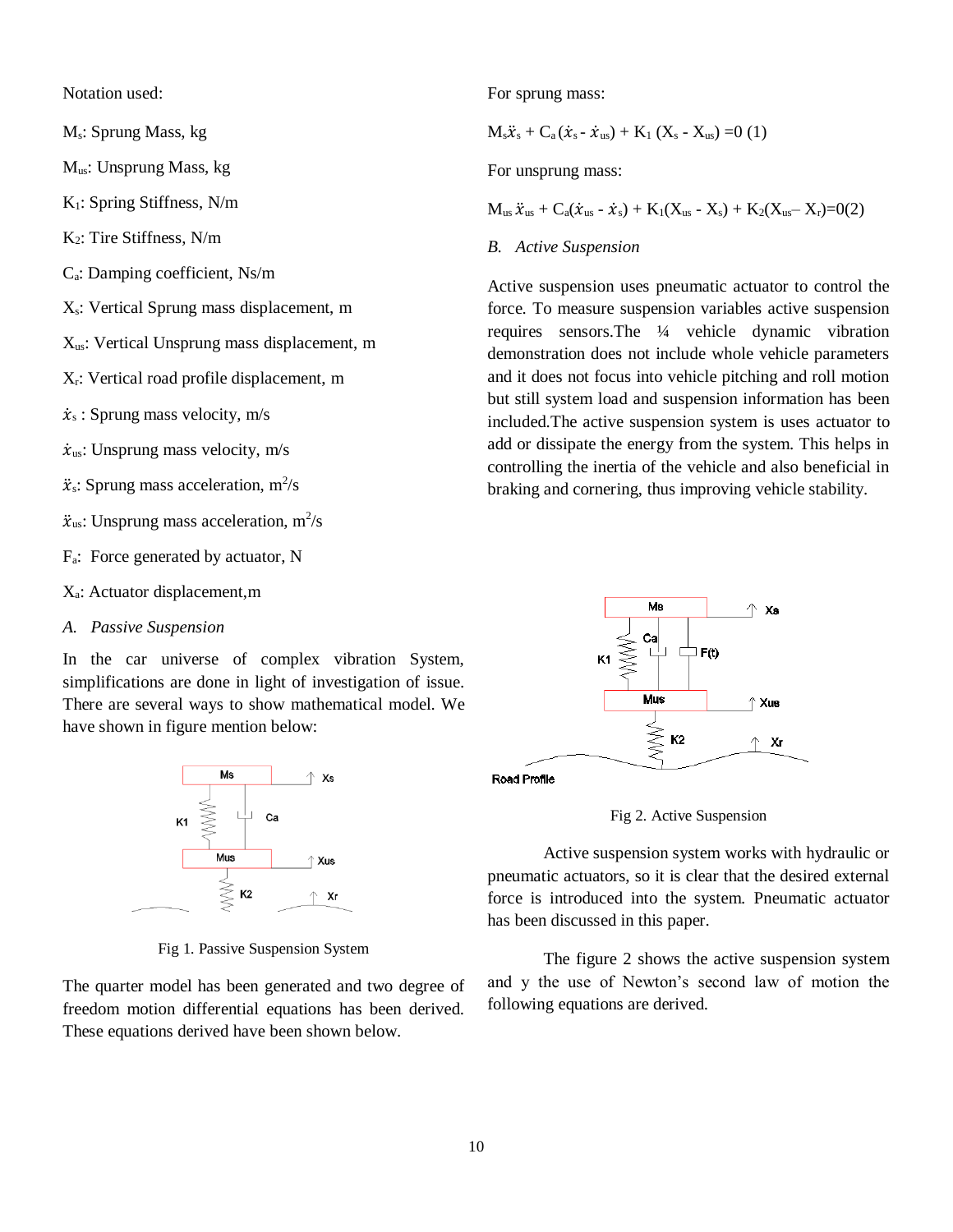Notation used:

$M_s$: Sprung Mass, kg

$M_{us}$: Unsprung Mass, kg

$K_1$: Spring Stiffness, N/m

$K_2$: Tire Stiffness, N/m

$C_a$: Damping coefficient, Ns/m

$X_s$: Vertical Sprung mass displacement, m

$X_{us}$: Vertical Unsprung mass displacement, m

$X_r$: Vertical road profile displacement, m

$\dot{x}_s$ : Sprung mass velocity, m/s

$\dot{x}_{us}$: Unsprung mass velocity, m/s

$\ddot{x}_s$: Sprung mass acceleration, $m^2/s$

$\ddot{x}_{us}$: Unsprung mass acceleration, $m^2/s$

$F_a$: Force generated by actuator, N

$X_a$: Actuator displacement,m

*A. Passive Suspension*

In the car universe of complex vibration System, simplifications are done in light of investigation of issue. There are several ways to show mathematical model. We have shown in figure mention below:

Fig 1. Passive Suspension System

The quarter model has been generated and two degree of freedom motion differential equations has been derived. These equations derived have been shown below.

For sprung mass:

$$M_s\ddot{x}_s + C_a(\dot{x}_s - \dot{x}_{us}) + K_1(X_s - X_{us}) = 0 \quad (1)$$

For unsprung mass:

$$M_{us}\ddot{x}_{us} + C_a(\dot{x}_{us} - \dot{x}_s) + K_1(X_{us} - X_s) + K_2(X_{us} - X_r) = 0 \quad (2)$$

*B. Active Suspension*

Active suspension uses pneumatic actuator to control the force. To measure suspension variables active suspension requires sensors.The ¼ vehicle dynamic vibration demonstration does not include whole vehicle parameters and it does not focus into vehicle pitching and roll motion but still system load and suspension information has been included.The active suspension system is uses actuator to add or dissipate the energy from the system. This helps in controlling the inertia of the vehicle and also beneficial in braking and cornering, thus improving vehicle stability.

Fig 2. Active Suspension

Active suspension system works with hydraulic or pneumatic actuators, so it is clear that the desired external force is introduced into the system. Pneumatic actuator has been discussed in this paper.

The figure 2 shows the active suspension system and y the use of Newton's second law of motion the following equations are derived.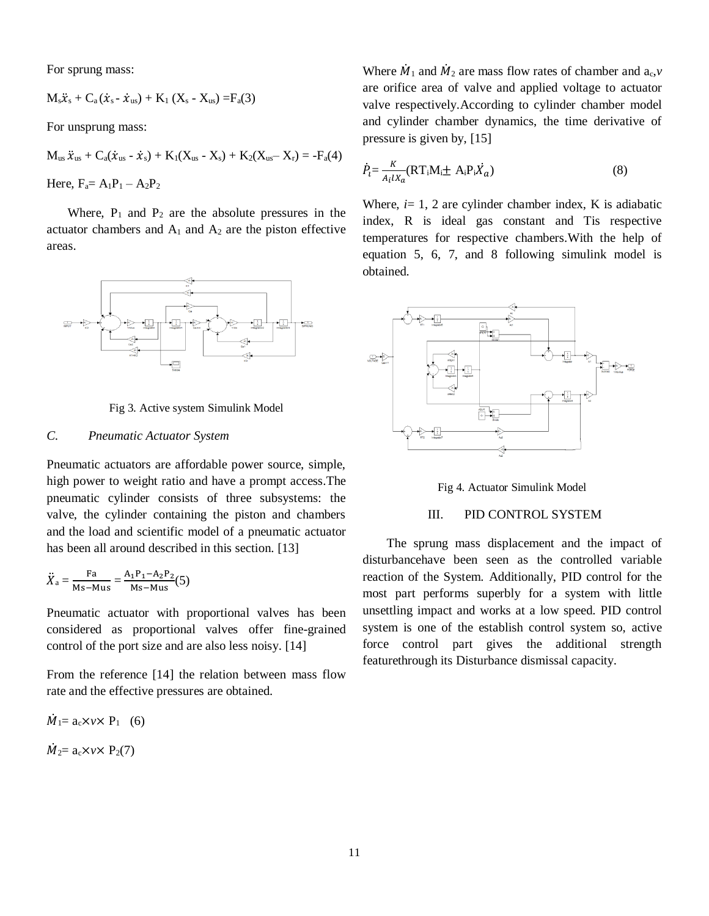For sprung mass:

$$M_s\ddot{x}_s + C_a(\dot{x}_s - \dot{x}_{us}) + K_1(X_s - X_{us}) = F_a \quad (3)$$

For unsprung mass:

$$M_{us}\ddot{x}_{us} + C_a(\dot{x}_{us} - \dot{x}_s) + K_1(X_{us} - X_s) + K_2(X_{us} - X_r) = -F_a \quad (4)$$

Here, $F_a = A_1P_1 - A_2P_2$

Where, $P_1$ and $P_2$ are the absolute pressures in the actuator chambers and $A_1$ and $A_2$ are the piston effective areas.

Fig 3. Active system Simulink Model

### *C. Pneumatic Actuator System*

Pneumatic actuators are affordable power source, simple, high power to weight ratio and have a prompt access.The pneumatic cylinder consists of three subsystems: the valve, the cylinder containing the piston and chambers and the load and scientific model of a pneumatic actuator has been all around described in this section. [13]

$$\ddot{X}_a = \frac{Fa}{Ms - Mus} = \frac{A_1P_1 - A_2P_2}{Ms - Mus} \quad (5)$$

Pneumatic actuator with proportional valves has been considered as proportional valves offer fine-grained control of the port size and are also less noisy. [14]

From the reference [14] the relation between mass flow rate and the effective pressures are obtained.

$$\dot{M}_1 = a_c \times v \times P_1 \quad (6)$$

$$\dot{M}_2 = a_c \times v \times P_2 \quad (7)$$

Where $\dot{M}_1$ and $\dot{M}_2$ are mass flow rates of chamber and $a_c$, $v$ are orifice area of valve and applied voltage to actuator valve respectively.According to cylinder chamber model and cylinder chamber dynamics, the time derivative of pressure is given by, [15]

$$\dot{P}_i = \frac{K}{A_i l X_a}(RT_iM_i \pm A_iP_i\dot{X}_a) \quad (8)$$

Where, $i$= 1, 2 are cylinder chamber index, K is adiabatic index, R is ideal gas constant and Tis respective temperatures for respective chambers.With the help of equation 5, 6, 7, and 8 following simulink model is obtained.

Fig 4. Actuator Simulink Model

## III. PID CONTROL SYSTEM

The sprung mass displacement and the impact of disturbancehave been seen as the controlled variable reaction of the System. Additionally, PID control for the most part performs superbly for a system with little unsettling impact and works at a low speed. PID control system is one of the establish control system so, active force control part gives the additional strength featurethrough its Disturbance dismissal capacity.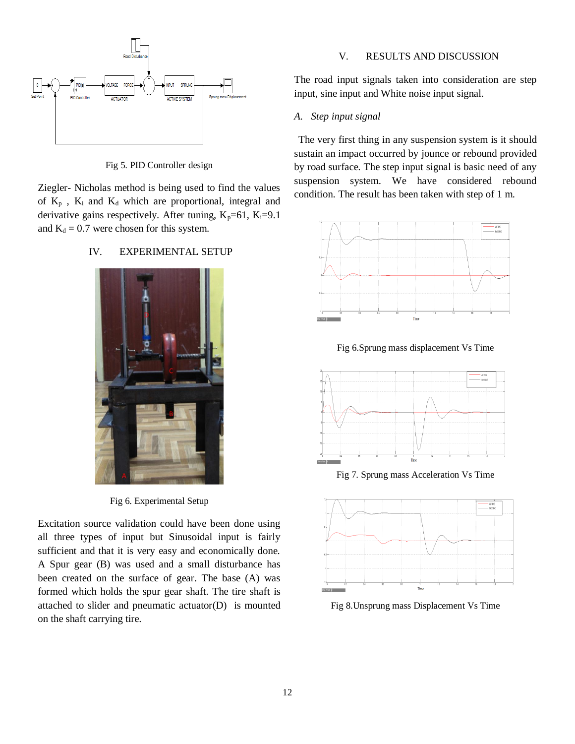Fig 5. PID Controller design

Ziegler- Nicholas method is being used to find the values of $K_p$ , $K_i$ and $K_d$ which are proportional, integral and derivative gains respectively. After tuning, $K_p$=61, $K_i$=9.1 and $K_d$ = 0.7 were chosen for this system.

## IV. EXPERIMENTAL SETUP

Fig 6. Experimental Setup

Excitation source validation could have been done using all three types of input but Sinusoidal input is fairly sufficient and that it is very easy and economically done. A Spur gear (B) was used and a small disturbance has been created on the surface of gear. The base (A) was formed which holds the spur gear shaft. The tire shaft is attached to slider and pneumatic actuator(D) is mounted on the shaft carrying tire.

## V. RESULTS AND DISCUSSION

The road input signals taken into consideration are step input, sine input and White noise input signal.

### *A. Step input signal*

The very first thing in any suspension system is it should sustain an impact occurred by jounce or rebound provided by road surface. The step input signal is basic need of any suspension system. We have considered rebound condition. The result has been taken with step of 1 m.

Fig 6.Sprung mass displacement Vs Time

Fig 7. Sprung mass Acceleration Vs Time

Fig 8.Unsprung mass Displacement Vs Time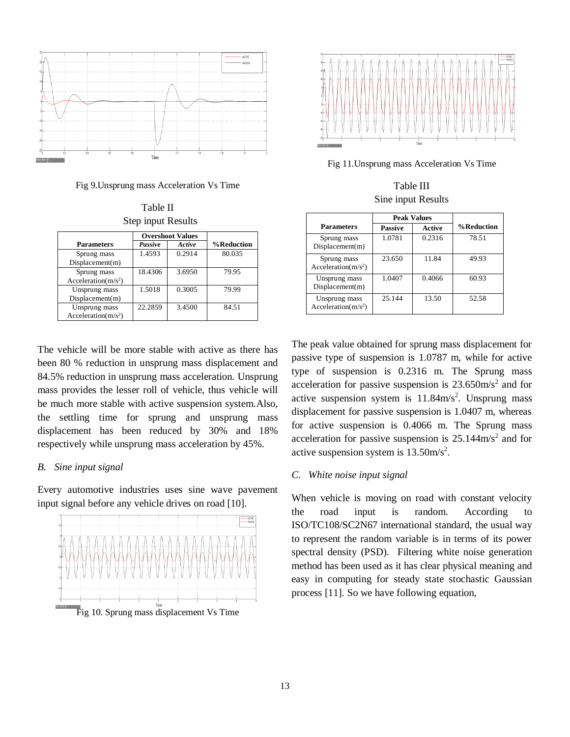Fig 9.Unsprung mass Acceleration Vs Time

Table II
Step input Results

| Parameters | Overshoot Values | | %Reduction |
|---|---|---|---|
| | *Passive* | *Active* | |
| Sprung mass Displacement(m) | 1.4593 | 0.2914 | 80.035 |
| Sprung mass Acceleration(m/s$^2$) | 18.4306 | 3.6950 | 79.95 |
| Unsprung mass Displacement(m) | 1.5018 | 0.3005 | 79.99 |
| Unsprung mass Acceleration(m/s$^2$) | 22.2859 | 3.4500 | 84.51 |

The vehicle will be more stable with active as there has been 80 % reduction in unsprung mass displacement and 84.5% reduction in unsprung mass acceleration. Unsprung mass provides the lesser roll of vehicle, thus vehicle will be much more stable with active suspension system.Also, the settling time for sprung and unsprung mass displacement has been reduced by 30% and 18% respectively while unsprung mass acceleration by 45%.

### *B. Sine input signal*

Every automotive industries uses sine wave pavement input signal before any vehicle drives on road [10].

Fig 10. Sprung mass displacement Vs Time

Fig 11.Unsprung mass Acceleration Vs Time

Table III
Sine input Results

| Parameters | Peak Values | | %Reduction |
|---|---|---|---|
| | **Passive** | **Active** | |
| Sprung mass Displacement(m) | 1.0781 | 0.2316 | 78.51 |
| Sprung mass Acceleration(m/s$^2$) | 23.650 | 11.84 | 49.93 |
| Unsprung mass Displacement(m) | 1.0407 | 0.4066 | 60.93 |
| Unsprung mass Acceleration(m/s$^2$) | 25.144 | 13.50 | 52.58 |

The peak value obtained for sprung mass displacement for passive type of suspension is 1.0787 m, while for active type of suspension is 0.2316 m. The Sprung mass acceleration for passive suspension is 23.650m/s$^2$ and for active suspension system is 11.84m/s$^2$. Unsprung mass displacement for passive suspension is 1.0407 m, whereas for active suspension is 0.4066 m. The Sprung mass acceleration for passive suspension is 25.144m/s$^2$ and for active suspension system is 13.50m/s$^2$.

### *C. White noise input signal*

When vehicle is moving on road with constant velocity the road input is random. According to ISO/TC108/SC2N67 international standard, the usual way to represent the random variable is in terms of its power spectral density (PSD). Filtering white noise generation method has been used as it has clear physical meaning and easy in computing for steady state stochastic Gaussian process [11]. So we have following equation,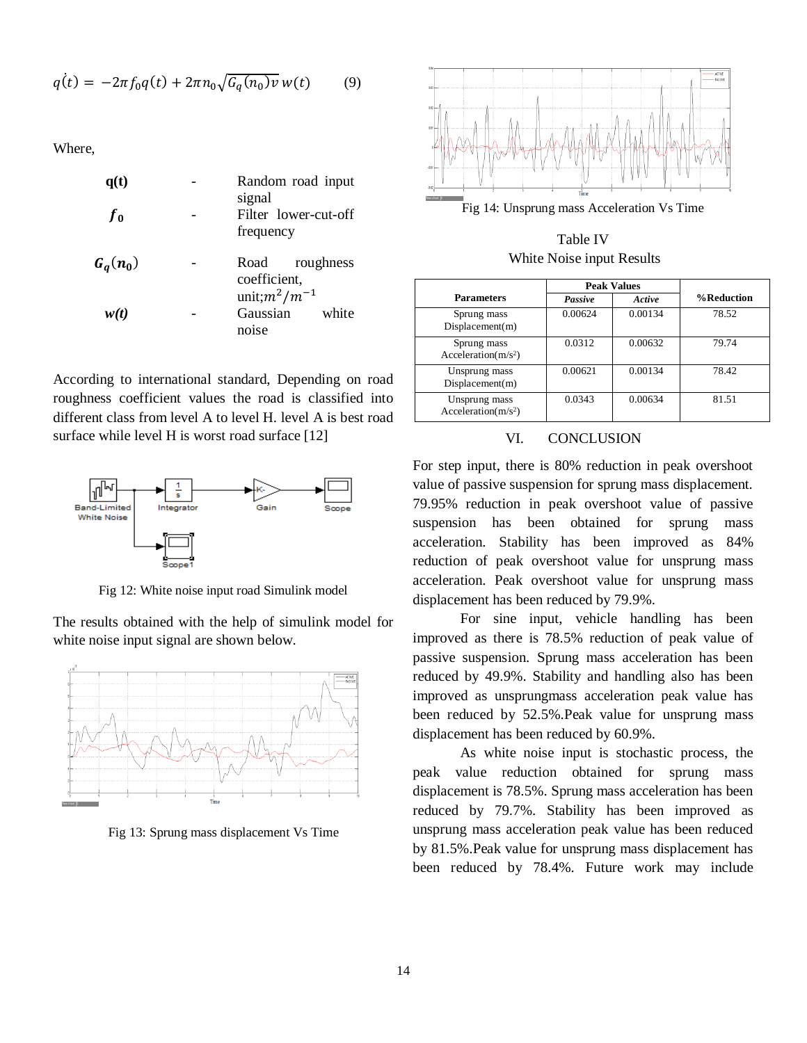$$\dot{q}(t) = -2\pi f_0 q(t) + 2\pi n_0 \sqrt{G_q(n_0) v}\, w(t) \qquad (9)$$

Where,

| | | |
|---|---|---|
| **q(t)** | - | Random road input signal |
| $f_0$ | - | Filter lower-cut-off frequency |
| $G_q(n_0)$ | - | Road roughness coefficient, unit; $m^2/m^{-1}$ |
| *w(t)* | - | Gaussian white noise |

According to international standard, Depending on road roughness coefficient values the road is classified into different class from level A to level H. level A is best road surface while level H is worst road surface [12]

Fig 12: White noise input road Simulink model

The results obtained with the help of simulink model for white noise input signal are shown below.

Fig 13: Sprung mass displacement Vs Time

Fig 14: Unsprung mass Acceleration Vs Time

Table IV
White Noise input Results

| Parameters | Peak Values | | %Reduction |
|---|---|---|---|
| | *Passive* | *Active* | |
| Sprung mass Displacement(m) | 0.00624 | 0.00134 | 78.52 |
| Sprung mass Acceleration(m/s²) | 0.0312 | 0.00632 | 79.74 |
| Unsprung mass Displacement(m) | 0.00621 | 0.00134 | 78.42 |
| Unsprung mass Acceleration(m/s²) | 0.0343 | 0.00634 | 81.51 |

## VI. CONCLUSION

For step input, there is 80% reduction in peak overshoot value of passive suspension for sprung mass displacement. 79.95% reduction in peak overshoot value of passive suspension has been obtained for sprung mass acceleration. Stability has been improved as 84% reduction of peak overshoot value for unsprung mass acceleration. Peak overshoot value for unsprung mass displacement has been reduced by 79.9%.

For sine input, vehicle handling has been improved as there is 78.5% reduction of peak value of passive suspension. Sprung mass acceleration has been reduced by 49.9%. Stability and handling also has been improved as unsprungmass acceleration peak value has been reduced by 52.5%.Peak value for unsprung mass displacement has been reduced by 60.9%.

As white noise input is stochastic process, the peak value reduction obtained for sprung mass displacement is 78.5%. Sprung mass acceleration has been reduced by 79.7%. Stability has been improved as unsprung mass acceleration peak value has been reduced by 81.5%.Peak value for unsprung mass displacement has been reduced by 78.4%. Future work may include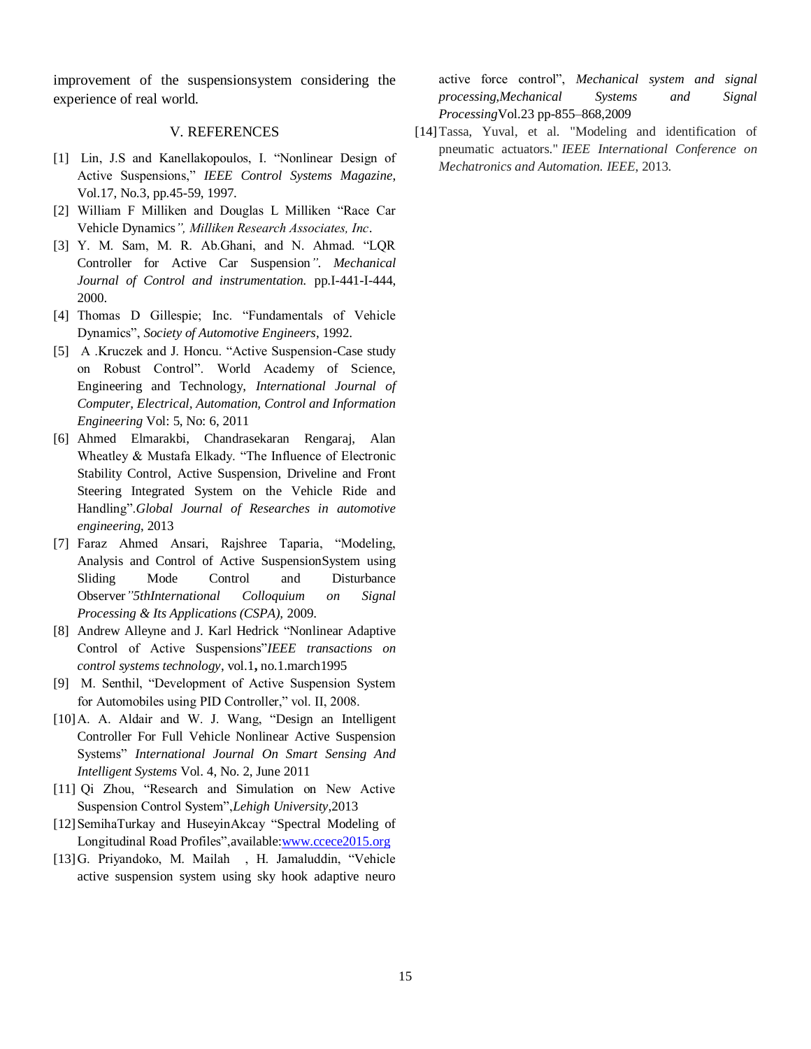improvement of the suspensionsystem considering the experience of real world.

## V. REFERENCES

[1] Lin, J.S and Kanellakopoulos, I. "Nonlinear Design of Active Suspensions," *IEEE Control Systems Magazine*, Vol.17, No.3, pp.45-59, 1997.

[2] William F Milliken and Douglas L Milliken "Race Car Vehicle Dynamics*", Milliken Research Associates, Inc*.

[3] Y. M. Sam, M. R. Ab.Ghani, and N. Ahmad. "LQR Controller for Active Car Suspension*". Mechanical Journal of Control and instrumentation.* pp.I-441-I-444, 2000.

[4] Thomas D Gillespie; Inc. "Fundamentals of Vehicle Dynamics", *Society of Automotive Engineers*, 1992.

[5] A .Kruczek and J. Honcu. "Active Suspension-Case study on Robust Control". World Academy of Science, Engineering and Technology, *International Journal of Computer, Electrical, Automation, Control and Information Engineering* Vol: 5, No: 6, 2011

[6] Ahmed Elmarakbi, Chandrasekaran Rengaraj, Alan Wheatley & Mustafa Elkady. "The Influence of Electronic Stability Control, Active Suspension, Driveline and Front Steering Integrated System on the Vehicle Ride and Handling".*Global Journal of Researches in automotive engineering*, 2013

[7] Faraz Ahmed Ansari, Rajshree Taparia, "Modeling, Analysis and Control of Active SuspensionSystem using Sliding Mode Control and Disturbance Observer*"5thInternational Colloquium on Signal Processing & Its Applications (CSPA)*, 2009.

[8] Andrew Alleyne and J. Karl Hedrick "Nonlinear Adaptive Control of Active Suspensions"*IEEE transactions on control systems technology*, vol.1**,** no.1.march1995

[9] M. Senthil, "Development of Active Suspension System for Automobiles using PID Controller," vol. II, 2008.

[10] A. A. Aldair and W. J. Wang, "Design an Intelligent Controller For Full Vehicle Nonlinear Active Suspension Systems" *International Journal On Smart Sensing And Intelligent Systems* Vol. 4, No. 2, June 2011

[11] Qi Zhou, "Research and Simulation on New Active Suspension Control System",*Lehigh University*,2013

[12] SemihaTurkay and HuseyinAkcay "Spectral Modeling of Longitudinal Road Profiles",available:www.ccece2015.org

[13] G. Priyandoko, M. Mailah , H. Jamaluddin, "Vehicle active suspension system using sky hook adaptive neuro active force control", *Mechanical system and signal processing,Mechanical Systems and Signal Processing*Vol.23 pp-855–868,2009

[14] Tassa, Yuval, et al. "Modeling and identification of pneumatic actuators." *IEEE International Conference on Mechatronics and Automation. IEEE*, 2013.